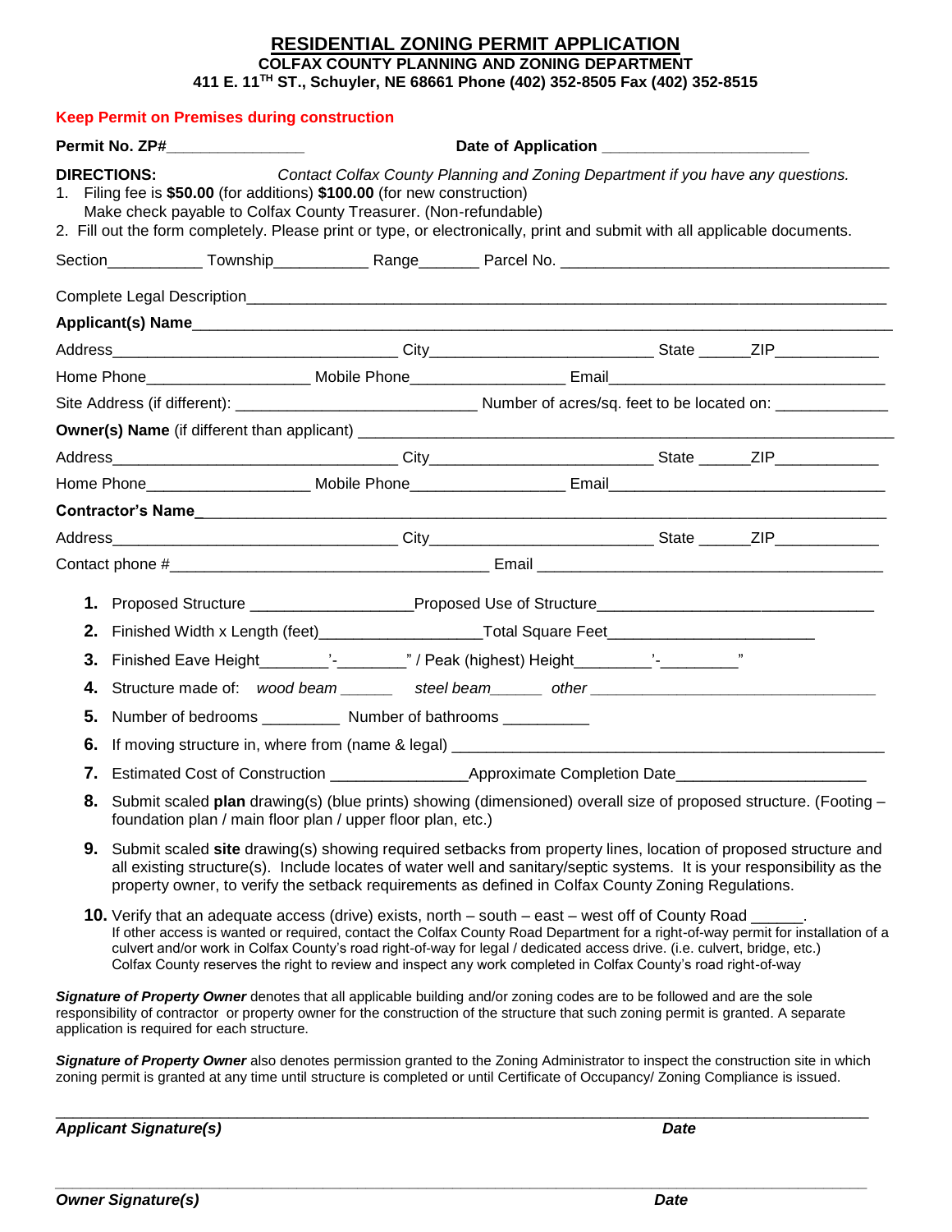# RESIDENTIAL ZONING PERMIT APPLICATION

**COLFAX COUNTY PLANNING AND ZONING DEPARTMENT**

**411 E. 11TH ST., Schuyler, NE 68661 Phone (402) 352-8505 Fax (402) 352-8515**

**Keep Permit on Premises during construction**

**Permit No. ZP#**_______________ **Date of Application** ______________________

**DIRECTIONS:** *Contact Colfax County Planning and Zoning Department if you have any questions.*

1. Filing fee is **$50.00** (for additions) **$100.00** (for new construction)
   Make check payable to Colfax County Treasurer. (Non-refundable)
2. Fill out the form completely. Please print or type, or electronically, print and submit with all applicable documents.

Section__________ Township__________ Range_______ Parcel No. ___________________________________

Complete Legal Description_______________________________________________________________________

**Applicant(s) Name**______________________________________________________________________________

Address________________________________ City________________________ State ______ZIP___________

Home Phone_________________ Mobile Phone________________ Email_______________________________

Site Address (if different): __________________________ Number of acres/sq. feet to be located on: ____________

**Owner(s) Name** (if different than applicant) _________________________________________________________

Address________________________________ City________________________ State ______ZIP___________

Home Phone_________________ Mobile Phone________________ Email_______________________________

**Contractor's Name**_______________________________________________________________________________

Address________________________________ City________________________ State ______ZIP___________

Contact phone #__________________________________ Email ____________________________________

1. Proposed Structure _________________Proposed Use of Structure______________________________
2. Finished Width x Length (feet)_________________Total Square Feet______________________
3. Finished Eave Height________'-________" / Peak (highest) Height________'-________"
4. Structure made of: *wood beam* ______ *steel beam*______ *other* _______________________________
5. Number of bedrooms _________ Number of bathrooms _________
6. If moving structure in, where from (name & legal) _______________________________________________
7. Estimated Cost of Construction _______________Approximate Completion Date_____________________
8. Submit scaled **plan** drawing(s) (blue prints) showing (dimensioned) overall size of proposed structure. (Footing – foundation plan / main floor plan / upper floor plan, etc.)
9. Submit scaled **site** drawing(s) showing required setbacks from property lines, location of proposed structure and all existing structure(s). Include locates of water well and sanitary/septic systems. It is your responsibility as the property owner, to verify the setback requirements as defined in Colfax County Zoning Regulations.
10. Verify that an adequate access (drive) exists, north – south – east – west off of County Road ______.
    If other access is wanted or required, contact the Colfax County Road Department for a right-of-way permit for installation of a culvert and/or work in Colfax County's road right-of-way for legal / dedicated access drive. (i.e. culvert, bridge, etc.) Colfax County reserves the right to review and inspect any work completed in Colfax County's road right-of-way

***Signature of Property Owner*** denotes that all applicable building and/or zoning codes are to be followed and are the sole responsibility of contractor or property owner for the construction of the structure that such zoning permit is granted. A separate application is required for each structure.

***Signature of Property Owner*** also denotes permission granted to the Zoning Administrator to inspect the construction site in which zoning permit is granted at any time until structure is completed or until Certificate of Occupancy/ Zoning Compliance is issued.

_____________________________________________________________________________________

***Applicant Signature(s)*** ***Date***

_____________________________________________________________________________________

***Owner Signature(s)*** ***Date***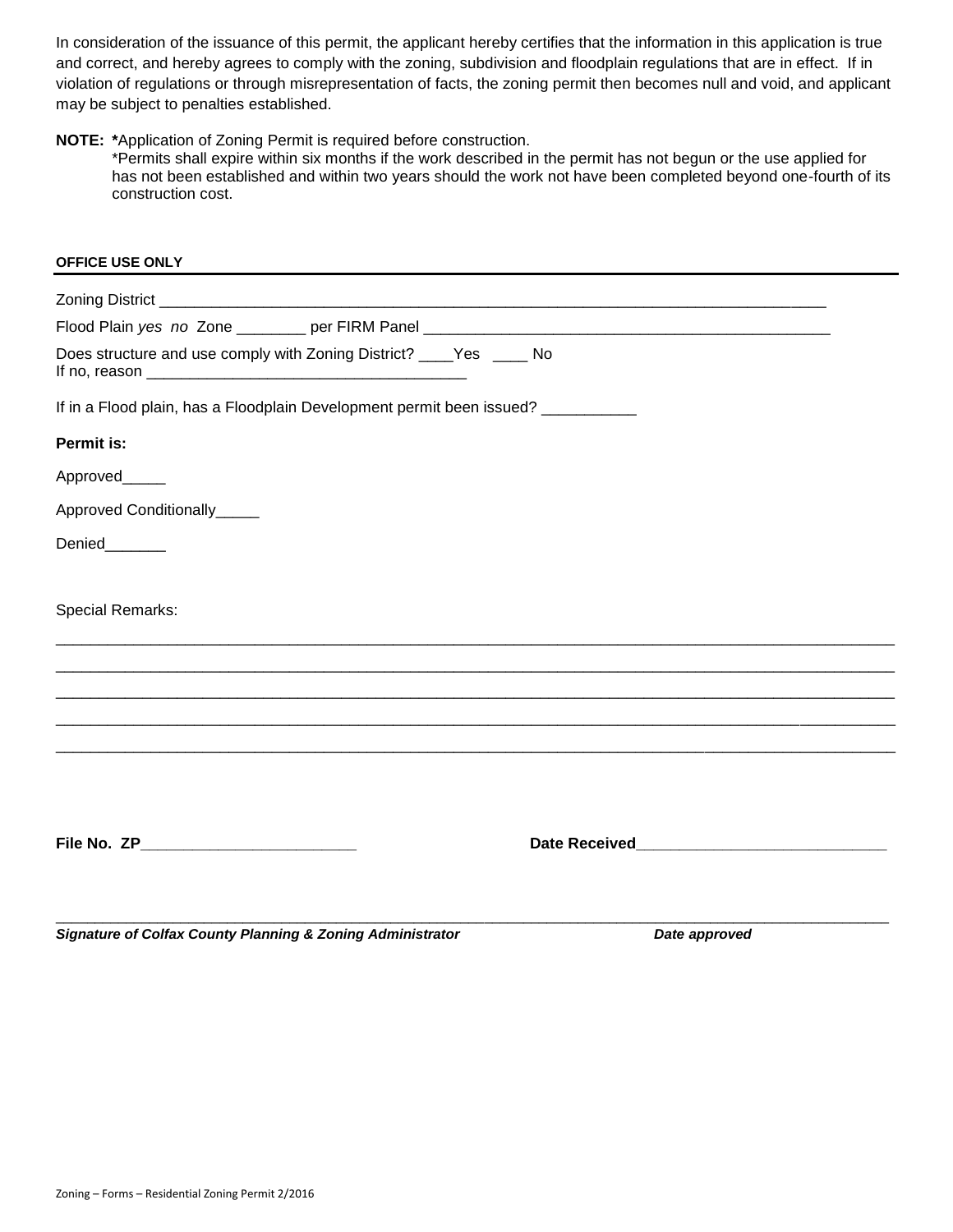In consideration of the issuance of this permit, the applicant hereby certifies that the information in this application is true and correct, and hereby agrees to comply with the zoning, subdivision and floodplain regulations that are in effect. If in violation of regulations or through misrepresentation of facts, the zoning permit then becomes null and void, and applicant may be subject to penalties established.

**NOTE:** ***Application of Zoning Permit is required before construction.

*Permits shall expire within six months if the work described in the permit has not begun or the use applied for has not been established and within two years should the work not have been completed beyond one-fourth of its construction cost.

**OFFICE USE ONLY**

---

Zoning District ______________________________________________________________________________

Flood Plain *yes no* Zone ________ per FIRM Panel _________________________________________________

Does structure and use comply with Zoning District? ____Yes ____ No
If no, reason _____________________________________

If in a Flood plain, has a Floodplain Development permit been issued? ___________

**Permit is:**

Approved_____

Approved Conditionally_____

Denied_______

Special Remarks:

___________________________________________________________________________________________________
___________________________________________________________________________________________________
___________________________________________________________________________________________________
___________________________________________________________________________________________________
___________________________________________________________________________________________________

**File No. ZP**_________________________ **Date Received**_____________________________

___________________________________________________________________________________________________
***Signature of Colfax County Planning & Zoning Administrator*** ***Date approved***

Zoning – Forms – Residential Zoning Permit 2/2016